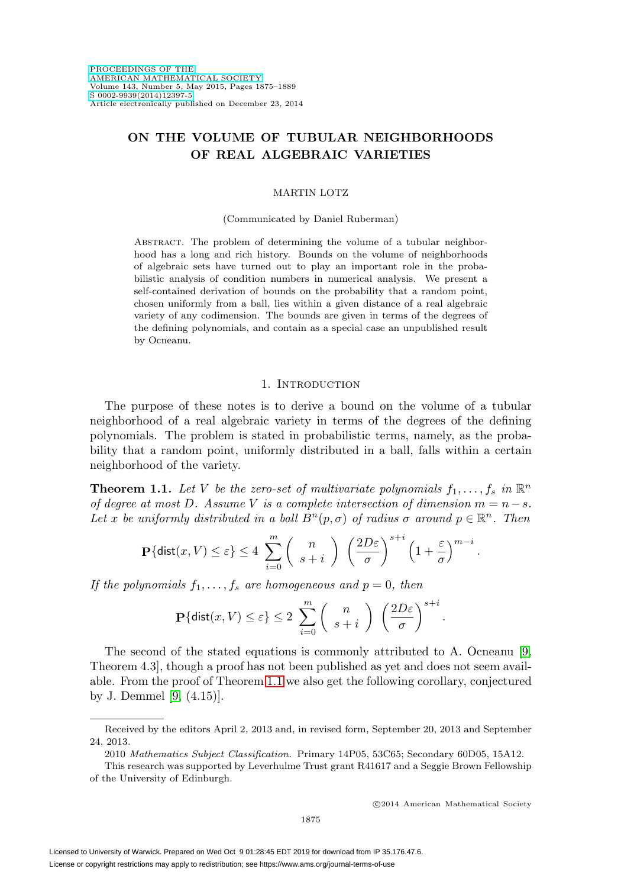# ON THE VOLUME OF TUBULAR NEIGHBORHOODS OF REAL ALGEBRAIC VARIETIES

MARTIN LOTZ

(Communicated by Daniel Ruberman)

Abstract. The problem of determining the volume of a tubular neighborhood has a long and rich history. Bounds on the volume of neighborhoods of algebraic sets have turned out to play an important role in the probabilistic analysis of condition numbers in numerical analysis. We present a self-contained derivation of bounds on the probability that a random point, chosen uniformly from a ball, lies within a given distance of a real algebraic variety of any codimension. The bounds are given in terms of the degrees of the defining polynomials, and contain as a special case an unpublished result by Ocneanu.

## 1. Introduction

The purpose of these notes is to derive a bound on the volume of a tubular neighborhood of a real algebraic variety in terms of the degrees of the defining polynomials. The problem is stated in probabilistic terms, namely, as the probability that a random point, uniformly distributed in a ball, falls within a certain neighborhood of the variety.

**Theorem 1.1.** *Let $V$ be the zero-set of multivariate polynomials $f_1, \dots, f_s$ in $\mathbb{R}^n$ of degree at most $D$. Assume $V$ is a complete intersection of dimension $m = n - s$. Let $x$ be uniformly distributed in a ball $B^n(p, \sigma)$ of radius $\sigma$ around $p \in \mathbb{R}^n$. Then*

$$\mathbf{P}\{\mathsf{dist}(x, V) \le \varepsilon\} \le 4 \sum_{i=0}^{m} \binom{n}{s+i} \left(\frac{2D\varepsilon}{\sigma}\right)^{s+i} \left(1 + \frac{\varepsilon}{\sigma}\right)^{m-i}.$$

*If the polynomials $f_1, \dots, f_s$ are homogeneous and $p = 0$, then*

$$\mathbf{P}\{\mathsf{dist}(x, V) \le \varepsilon\} \le 2 \sum_{i=0}^{m} \binom{n}{s+i} \left(\frac{2D\varepsilon}{\sigma}\right)^{s+i}.$$

The second of the stated equations is commonly attributed to A. Ocneanu [9, Theorem 4.3], though a proof has not been published as yet and does not seem available. From the proof of Theorem 1.1 we also get the following corollary, conjectured by J. Demmel [9, (4.15)].

---

Received by the editors April 2, 2013 and, in revised form, September 20, 2013 and September 24, 2013.

2010 *Mathematics Subject Classification.* Primary 14P05, 53C65; Secondary 60D05, 15A12.

This research was supported by Leverhulme Trust grant R41617 and a Seggie Brown Fellowship of the University of Edinburgh.

©2014 American Mathematical Society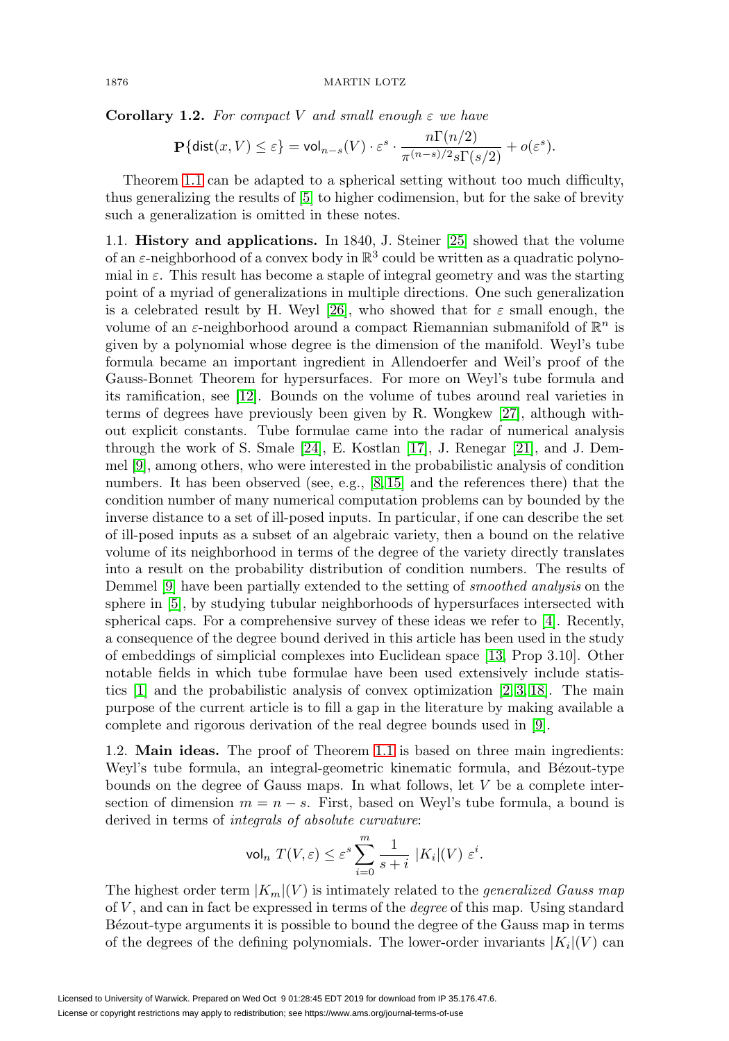**Corollary 1.2.** *For compact $V$ and small enough $\varepsilon$ we have*

$$\mathbf{P}\{\mathsf{dist}(x,V)\leq\varepsilon\} = \mathsf{vol}_{n-s}(V)\cdot\varepsilon^s\cdot\frac{n\Gamma(n/2)}{\pi^{(n-s)/2}s\Gamma(s/2)}+o(\varepsilon^s).$$

Theorem 1.1 can be adapted to a spherical setting without too much difficulty, thus generalizing the results of [5] to higher codimension, but for the sake of brevity such a generalization is omitted in these notes.

1.1. **History and applications.** In 1840, J. Steiner [25] showed that the volume of an $\varepsilon$-neighborhood of a convex body in $\mathbb{R}^3$ could be written as a quadratic polynomial in $\varepsilon$. This result has become a staple of integral geometry and was the starting point of a myriad of generalizations in multiple directions. One such generalization is a celebrated result by H. Weyl [26], who showed that for $\varepsilon$ small enough, the volume of an $\varepsilon$-neighborhood around a compact Riemannian submanifold of $\mathbb{R}^n$ is given by a polynomial whose degree is the dimension of the manifold. Weyl's tube formula became an important ingredient in Allendoerfer and Weil's proof of the Gauss-Bonnet Theorem for hypersurfaces. For more on Weyl's tube formula and its ramification, see [12]. Bounds on the volume of tubes around real varieties in terms of degrees have previously been given by R. Wongkew [27], although without explicit constants. Tube formulae came into the radar of numerical analysis through the work of S. Smale [24], E. Kostlan [17], J. Renegar [21], and J. Demmel [9], among others, who were interested in the probabilistic analysis of condition numbers. It has been observed (see, e.g., [8, 15] and the references there) that the condition number of many numerical computation problems can by bounded by the inverse distance to a set of ill-posed inputs. In particular, if one can describe the set of ill-posed inputs as a subset of an algebraic variety, then a bound on the relative volume of its neighborhood in terms of the degree of the variety directly translates into a result on the probability distribution of condition numbers. The results of Demmel [9] have been partially extended to the setting of *smoothed analysis* on the sphere in [5], by studying tubular neighborhoods of hypersurfaces intersected with spherical caps. For a comprehensive survey of these ideas we refer to [4]. Recently, a consequence of the degree bound derived in this article has been used in the study of embeddings of simplicial complexes into Euclidean space [13, Prop 3.10]. Other notable fields in which tube formulae have been used extensively include statistics [1] and the probabilistic analysis of convex optimization [2, 3, 18]. The main purpose of the current article is to fill a gap in the literature by making available a complete and rigorous derivation of the real degree bounds used in [9].

1.2. **Main ideas.** The proof of Theorem 1.1 is based on three main ingredients: Weyl's tube formula, an integral-geometric kinematic formula, and Bézout-type bounds on the degree of Gauss maps. In what follows, let $V$ be a complete intersection of dimension $m = n - s$. First, based on Weyl's tube formula, a bound is derived in terms of *integrals of absolute curvature*:

$$\mathsf{vol}_n\; T(V,\varepsilon)\leq\varepsilon^s\sum_{i=0}^{m}\frac{1}{s+i}\;|K_i|(V)\;\varepsilon^i.$$

The highest order term $|K_m|(V)$ is intimately related to the *generalized Gauss map* of $V$, and can in fact be expressed in terms of the *degree* of this map. Using standard Bézout-type arguments it is possible to bound the degree of the Gauss map in terms of the degrees of the defining polynomials. The lower-order invariants $|K_i|(V)$ can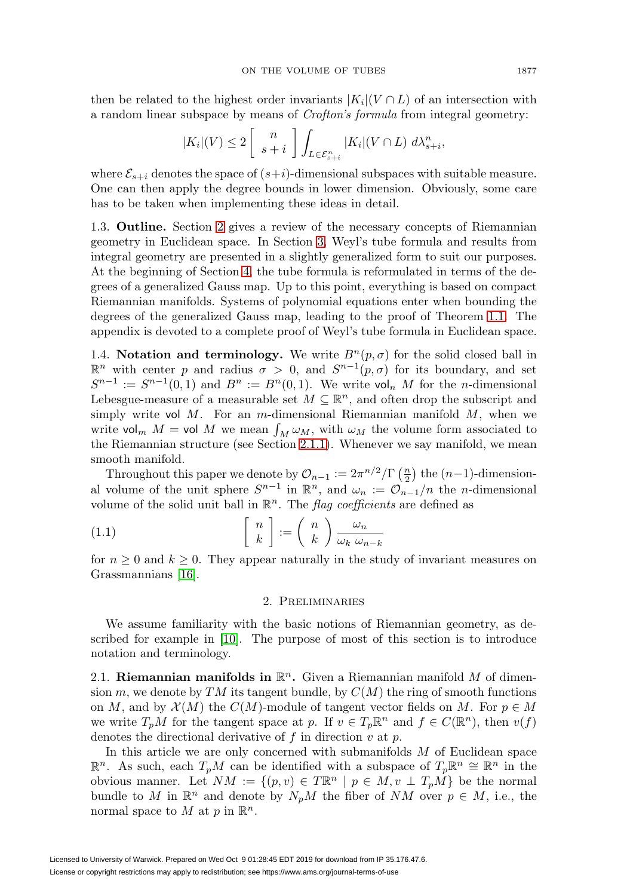then be related to the highest order invariants $|K_i|(V \cap L)$ of an intersection with a random linear subspace by means of *Crofton's formula* from integral geometry:

$$|K_i|(V) \leq 2 \begin{bmatrix} n \\ s+i \end{bmatrix} \int_{L \in \mathcal{E}^n_{s+i}} |K_i|(V \cap L) \, d\lambda^n_{s+i},$$

where $\mathcal{E}_{s+i}$ denotes the space of $(s+i)$-dimensional subspaces with suitable measure. One can then apply the degree bounds in lower dimension. Obviously, some care has to be taken when implementing these ideas in detail.

1.3. **Outline.** Section 2 gives a review of the necessary concepts of Riemannian geometry in Euclidean space. In Section 3, Weyl's tube formula and results from integral geometry are presented in a slightly generalized form to suit our purposes. At the beginning of Section 4, the tube formula is reformulated in terms of the degrees of a generalized Gauss map. Up to this point, everything is based on compact Riemannian manifolds. Systems of polynomial equations enter when bounding the degrees of the generalized Gauss map, leading to the proof of Theorem 1.1. The appendix is devoted to a complete proof of Weyl's tube formula in Euclidean space.

1.4. **Notation and terminology.** We write $B^n(p, \sigma)$ for the solid closed ball in $\mathbb{R}^n$ with center $p$ and radius $\sigma > 0$, and $S^{n-1}(p, \sigma)$ for its boundary, and set $S^{n-1} := S^{n-1}(0, 1)$ and $B^n := B^n(0, 1)$. We write $\mathsf{vol}_n\ M$ for the $n$-dimensional Lebesgue-measure of a measurable set $M \subseteq \mathbb{R}^n$, and often drop the subscript and simply write $\mathsf{vol}\ M$. For an $m$-dimensional Riemannian manifold $M$, when we write $\mathsf{vol}_m\ M = \mathsf{vol}\ M$ we mean $\int_M \omega_M$, with $\omega_M$ the volume form associated to the Riemannian structure (see Section 2.1.1). Whenever we say manifold, we mean smooth manifold.

Throughout this paper we denote by $\mathcal{O}_{n-1} := 2\pi^{n/2}/\Gamma\left(\frac{n}{2}\right)$ the $(n-1)$-dimensional volume of the unit sphere $S^{n-1}$ in $\mathbb{R}^n$, and $\omega_n := \mathcal{O}_{n-1}/n$ the $n$-dimensional volume of the solid unit ball in $\mathbb{R}^n$. The *flag coefficients* are defined as

$$\begin{bmatrix} n \\ k \end{bmatrix} := \begin{pmatrix} n \\ k \end{pmatrix} \frac{\omega_n}{\omega_k\ \omega_{n-k}} \tag{1.1}$$

for $n \geq 0$ and $k \geq 0$. They appear naturally in the study of invariant measures on Grassmannians [16].

## 2. Preliminaries

We assume familiarity with the basic notions of Riemannian geometry, as described for example in [10]. The purpose of most of this section is to introduce notation and terminology.

2.1. **Riemannian manifolds in $\mathbb{R}^n$.** Given a Riemannian manifold $M$ of dimension $m$, we denote by $TM$ its tangent bundle, by $C(M)$ the ring of smooth functions on $M$, and by $\mathcal{X}(M)$ the $C(M)$-module of tangent vector fields on $M$. For $p \in M$ we write $T_pM$ for the tangent space at $p$. If $v \in T_p\mathbb{R}^n$ and $f \in C(\mathbb{R}^n)$, then $v(f)$ denotes the directional derivative of $f$ in direction $v$ at $p$.

In this article we are only concerned with submanifolds $M$ of Euclidean space $\mathbb{R}^n$. As such, each $T_pM$ can be identified with a subspace of $T_p\mathbb{R}^n \cong \mathbb{R}^n$ in the obvious manner. Let $NM := \{(p, v) \in T\mathbb{R}^n \mid p \in M, v \perp T_pM\}$ be the normal bundle to $M$ in $\mathbb{R}^n$ and denote by $N_pM$ the fiber of $NM$ over $p \in M$, i.e., the normal space to $M$ at $p$ in $\mathbb{R}^n$.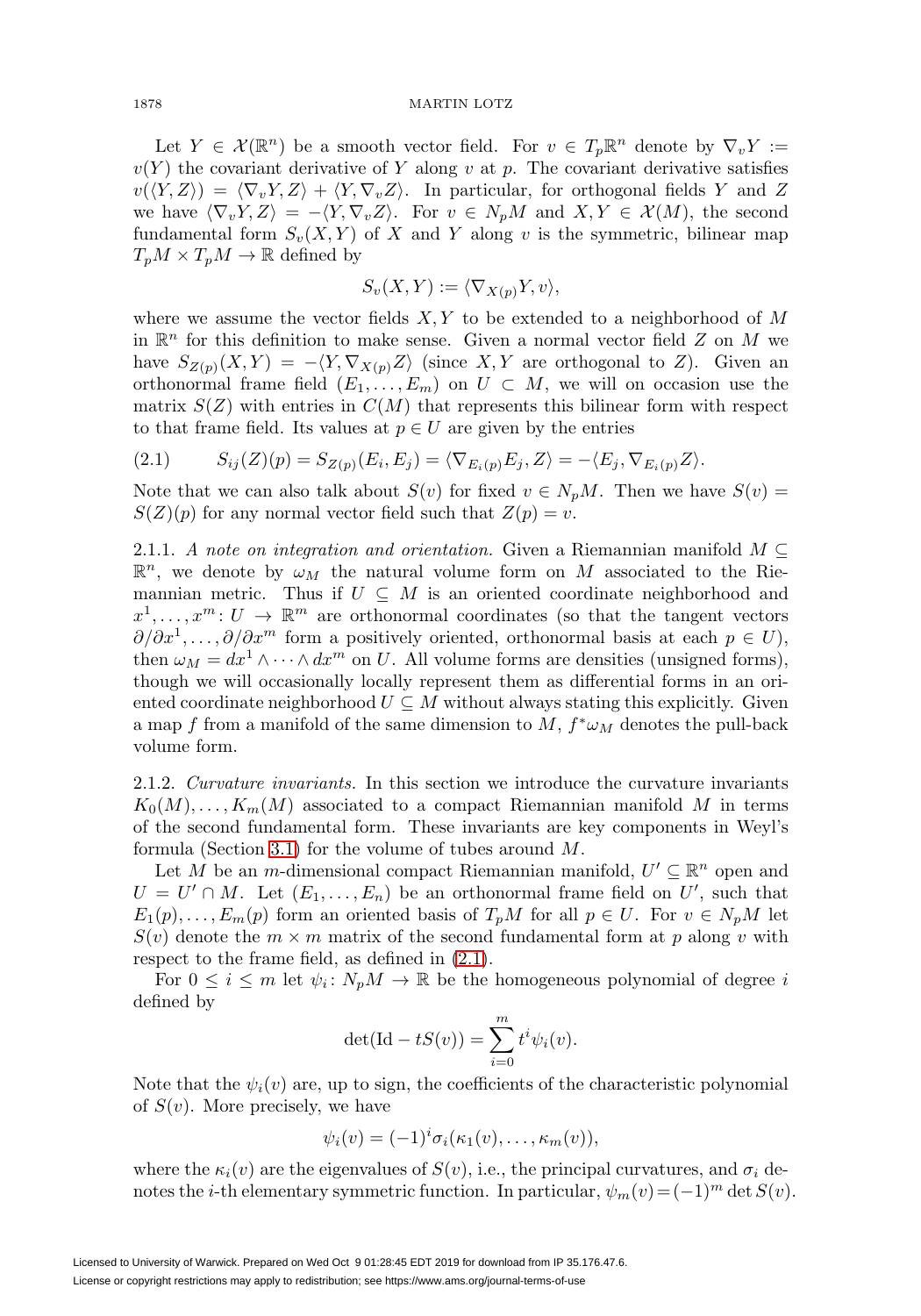Let $Y \in \mathcal{X}(\mathbb{R}^n)$ be a smooth vector field. For $v \in T_p\mathbb{R}^n$ denote by $\nabla_v Y := v(Y)$ the covariant derivative of $Y$ along $v$ at $p$. The covariant derivative satisfies $v(\langle Y, Z\rangle) = \langle \nabla_v Y, Z\rangle + \langle Y, \nabla_v Z\rangle$. In particular, for orthogonal fields $Y$ and $Z$ we have $\langle \nabla_v Y, Z\rangle = -\langle Y, \nabla_v Z\rangle$. For $v \in N_pM$ and $X, Y \in \mathcal{X}(M)$, the second fundamental form $S_v(X, Y)$ of $X$ and $Y$ along $v$ is the symmetric, bilinear map $T_pM \times T_pM \to \mathbb{R}$ defined by

$$S_v(X, Y) := \langle \nabla_{X(p)} Y, v\rangle,$$

where we assume the vector fields $X, Y$ to be extended to a neighborhood of $M$ in $\mathbb{R}^n$ for this definition to make sense. Given a normal vector field $Z$ on $M$ we have $S_{Z(p)}(X, Y) = -\langle Y, \nabla_{X(p)} Z\rangle$ (since $X, Y$ are orthogonal to $Z$). Given an orthonormal frame field $(E_1, \dots, E_m)$ on $U \subset M$, we will on occasion use the matrix $S(Z)$ with entries in $C(M)$ that represents this bilinear form with respect to that frame field. Its values at $p \in U$ are given by the entries

$$S_{ij}(Z)(p) = S_{Z(p)}(E_i, E_j) = \langle \nabla_{E_i(p)} E_j, Z\rangle = -\langle E_j, \nabla_{E_i(p)} Z\rangle. \tag{2.1}$$

Note that we can also talk about $S(v)$ for fixed $v \in N_pM$. Then we have $S(v) = S(Z)(p)$ for any normal vector field such that $Z(p) = v$.

2.1.1. *A note on integration and orientation.* Given a Riemannian manifold $M \subseteq \mathbb{R}^n$, we denote by $\omega_M$ the natural volume form on $M$ associated to the Riemannian metric. Thus if $U \subseteq M$ is an oriented coordinate neighborhood and $x^1, \dots, x^m \colon U \to \mathbb{R}^m$ are orthonormal coordinates (so that the tangent vectors $\partial/\partial x^1, \dots, \partial/\partial x^m$ form a positively oriented, orthonormal basis at each $p \in U$), then $\omega_M = dx^1 \wedge \cdots \wedge dx^m$ on $U$. All volume forms are densities (unsigned forms), though we will occasionally locally represent them as differential forms in an oriented coordinate neighborhood $U \subseteq M$ without always stating this explicitly. Given a map $f$ from a manifold of the same dimension to $M$, $f^*\omega_M$ denotes the pull-back volume form.

2.1.2. *Curvature invariants.* In this section we introduce the curvature invariants $K_0(M), \dots, K_m(M)$ associated to a compact Riemannian manifold $M$ in terms of the second fundamental form. These invariants are key components in Weyl's formula (Section 3.1) for the volume of tubes around $M$.

Let $M$ be an $m$-dimensional compact Riemannian manifold, $U' \subseteq \mathbb{R}^n$ open and $U = U' \cap M$. Let $(E_1, \dots, E_n)$ be an orthonormal frame field on $U'$, such that $E_1(p), \dots, E_m(p)$ form an oriented basis of $T_pM$ for all $p \in U$. For $v \in N_pM$ let $S(v)$ denote the $m \times m$ matrix of the second fundamental form at $p$ along $v$ with respect to the frame field, as defined in (2.1).

For $0 \leq i \leq m$ let $\psi_i \colon N_pM \to \mathbb{R}$ be the homogeneous polynomial of degree $i$ defined by

$$\det(\mathrm{Id} - tS(v)) = \sum_{i=0}^{m} t^i \psi_i(v).$$

Note that the $\psi_i(v)$ are, up to sign, the coefficients of the characteristic polynomial of $S(v)$. More precisely, we have

$$\psi_i(v) = (-1)^i \sigma_i(\kappa_1(v), \dots, \kappa_m(v)),$$

where the $\kappa_i(v)$ are the eigenvalues of $S(v)$, i.e., the principal curvatures, and $\sigma_i$ denotes the $i$-th elementary symmetric function. In particular, $\psi_m(v) = (-1)^m \det S(v)$.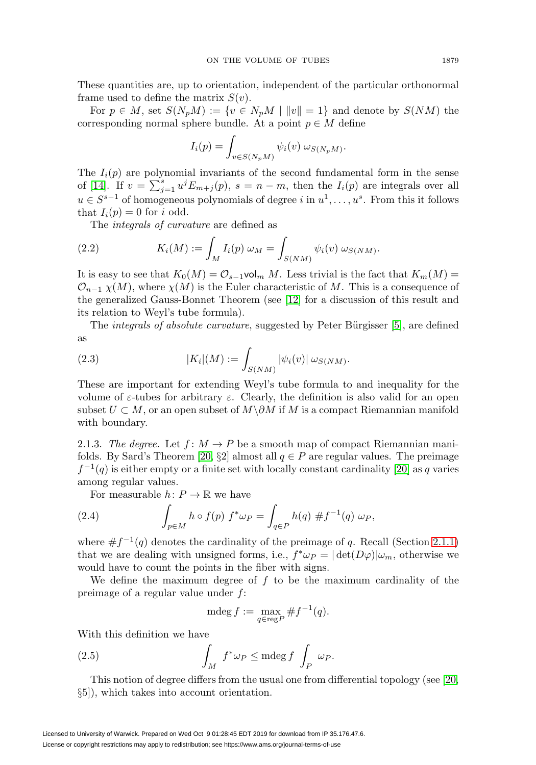These quantities are, up to orientation, independent of the particular orthonormal frame used to define the matrix $S(v)$.

For $p \in M$, set $S(N_pM) := \{v \in N_pM \mid \|v\| = 1\}$ and denote by $S(NM)$ the corresponding normal sphere bundle. At a point $p \in M$ define

$$I_i(p) = \int_{v \in S(N_pM)} \psi_i(v)\ \omega_{S(N_pM)}.$$

The $I_i(p)$ are polynomial invariants of the second fundamental form in the sense of [14]. If $v = \sum_{j=1}^{s} u^j E_{m+j}(p)$, $s = n - m$, then the $I_i(p)$ are integrals over all $u \in S^{s-1}$ of homogeneous polynomials of degree $i$ in $u^1, \dots, u^s$. From this it follows that $I_i(p) = 0$ for $i$ odd.

The *integrals of curvature* are defined as

$$K_i(M) := \int_M I_i(p)\ \omega_M = \int_{S(NM)} \psi_i(v)\ \omega_{S(NM)}. \tag{2.2}$$

It is easy to see that $K_0(M) = \mathcal{O}_{s-1}\mathsf{vol}_m\, M$. Less trivial is the fact that $K_m(M) = \mathcal{O}_{n-1}\ \chi(M)$, where $\chi(M)$ is the Euler characteristic of $M$. This is a consequence of the generalized Gauss-Bonnet Theorem (see [12] for a discussion of this result and its relation to Weyl's tube formula).

The *integrals of absolute curvature*, suggested by Peter Bürgisser [5], are defined as

$$|K_i|(M) := \int_{S(NM)} |\psi_i(v)|\ \omega_{S(NM)}. \tag{2.3}$$

These are important for extending Weyl's tube formula to and inequality for the volume of $\varepsilon$-tubes for arbitrary $\varepsilon$. Clearly, the definition is also valid for an open subset $U \subset M$, or an open subset of $M \backslash \partial M$ if $M$ is a compact Riemannian manifold with boundary.

2.1.3. *The degree.* Let $f\colon M \to P$ be a smooth map of compact Riemannian manifolds. By Sard's Theorem [20, §2] almost all $q \in P$ are regular values. The preimage $f^{-1}(q)$ is either empty or a finite set with locally constant cardinality [20] as $q$ varies among regular values.

For measurable $h\colon P \to \mathbb{R}$ we have

$$\int_{p \in M} h \circ f(p)\ f^*\omega_P = \int_{q \in P} h(q)\ \#f^{-1}(q)\ \omega_P, \tag{2.4}$$

where $\#f^{-1}(q)$ denotes the cardinality of the preimage of $q$. Recall (Section 2.1.1) that we are dealing with unsigned forms, i.e., $f^*\omega_P = |\det(D\varphi)|\omega_m$, otherwise we would have to count the points in the fiber with signs.

We define the maximum degree of $f$ to be the maximum cardinality of the preimage of a regular value under $f$:

$$\operatorname{mdeg} f := \max_{q \in \operatorname{reg} P} \#f^{-1}(q).$$

With this definition we have

$$\int_M f^*\omega_P \leq \operatorname{mdeg} f\ \int_P \omega_P. \tag{2.5}$$

This notion of degree differs from the usual one from differential topology (see [20, §5]), which takes into account orientation.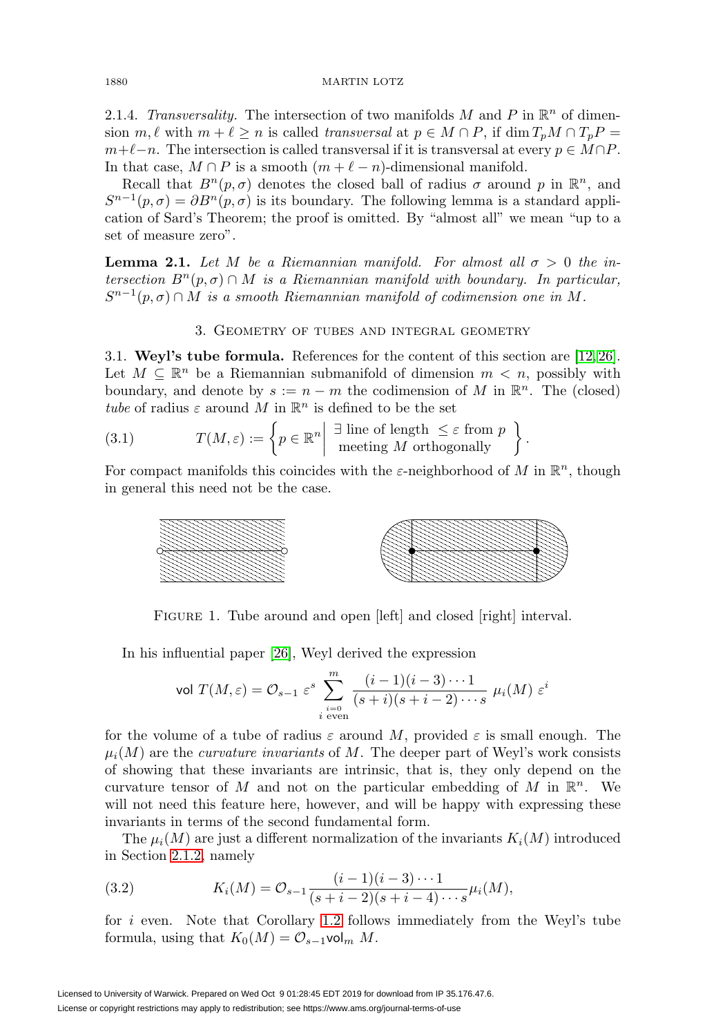2.1.4. *Transversality.* The intersection of two manifolds $M$ and $P$ in $\mathbb{R}^n$ of dimension $m, \ell$ with $m + \ell \geq n$ is called *transversal* at $p \in M \cap P$, if $\dim T_pM \cap T_pP = m+\ell-n$. The intersection is called transversal if it is transversal at every $p \in M \cap P$. In that case, $M \cap P$ is a smooth $(m + \ell - n)$-dimensional manifold.

Recall that $B^n(p, \sigma)$ denotes the closed ball of radius $\sigma$ around $p$ in $\mathbb{R}^n$, and $S^{n-1}(p, \sigma) = \partial B^n(p, \sigma)$ is its boundary. The following lemma is a standard application of Sard's Theorem; the proof is omitted. By "almost all" we mean "up to a set of measure zero".

**Lemma 2.1.** *Let $M$ be a Riemannian manifold. For almost all $\sigma > 0$ the intersection $B^n(p, \sigma) \cap M$ is a Riemannian manifold with boundary. In particular, $S^{n-1}(p, \sigma) \cap M$ is a smooth Riemannian manifold of codimension one in $M$.*

## 3. Geometry of tubes and integral geometry

3.1. **Weyl's tube formula.** References for the content of this section are [12, 26]. Let $M \subseteq \mathbb{R}^n$ be a Riemannian submanifold of dimension $m < n$, possibly with boundary, and denote by $s := n - m$ the codimension of $M$ in $\mathbb{R}^n$. The (closed) *tube* of radius $\varepsilon$ around $M$ in $\mathbb{R}^n$ is defined to be the set

$$T(M, \varepsilon) := \left\{ p \in \mathbb{R}^n \,\middle|\, \begin{array}{c} \exists \text{ line of length } \leq \varepsilon \text{ from } p \\ \text{meeting } M \text{ orthogonally} \end{array} \right\}. \tag{3.1}$$

For compact manifolds this coincides with the $\varepsilon$-neighborhood of $M$ in $\mathbb{R}^n$, though in general this need not be the case.

Figure 1. Tube around and open [left] and closed [right] interval.

In his influential paper [26], Weyl derived the expression

$$\mathsf{vol}\; T(M, \varepsilon) = \mathcal{O}_{s-1}\; \varepsilon^s \sum_{\substack{i=0 \\ i \text{ even}}}^{m} \frac{(i-1)(i-3)\cdots 1}{(s+i)(s+i-2)\cdots s}\; \mu_i(M)\; \varepsilon^i$$

for the volume of a tube of radius $\varepsilon$ around $M$, provided $\varepsilon$ is small enough. The $\mu_i(M)$ are the *curvature invariants* of $M$. The deeper part of Weyl's work consists of showing that these invariants are intrinsic, that is, they only depend on the curvature tensor of $M$ and not on the particular embedding of $M$ in $\mathbb{R}^n$. We will not need this feature here, however, and will be happy with expressing these invariants in terms of the second fundamental form.

The $\mu_i(M)$ are just a different normalization of the invariants $K_i(M)$ introduced in Section 2.1.2, namely

$$K_i(M) = \mathcal{O}_{s-1} \frac{(i-1)(i-3)\cdots 1}{(s+i-2)(s+i-4)\cdots s} \mu_i(M), \tag{3.2}$$

for $i$ even. Note that Corollary 1.2 follows immediately from the Weyl's tube formula, using that $K_0(M) = \mathcal{O}_{s-1} \mathsf{vol}_m\, M$.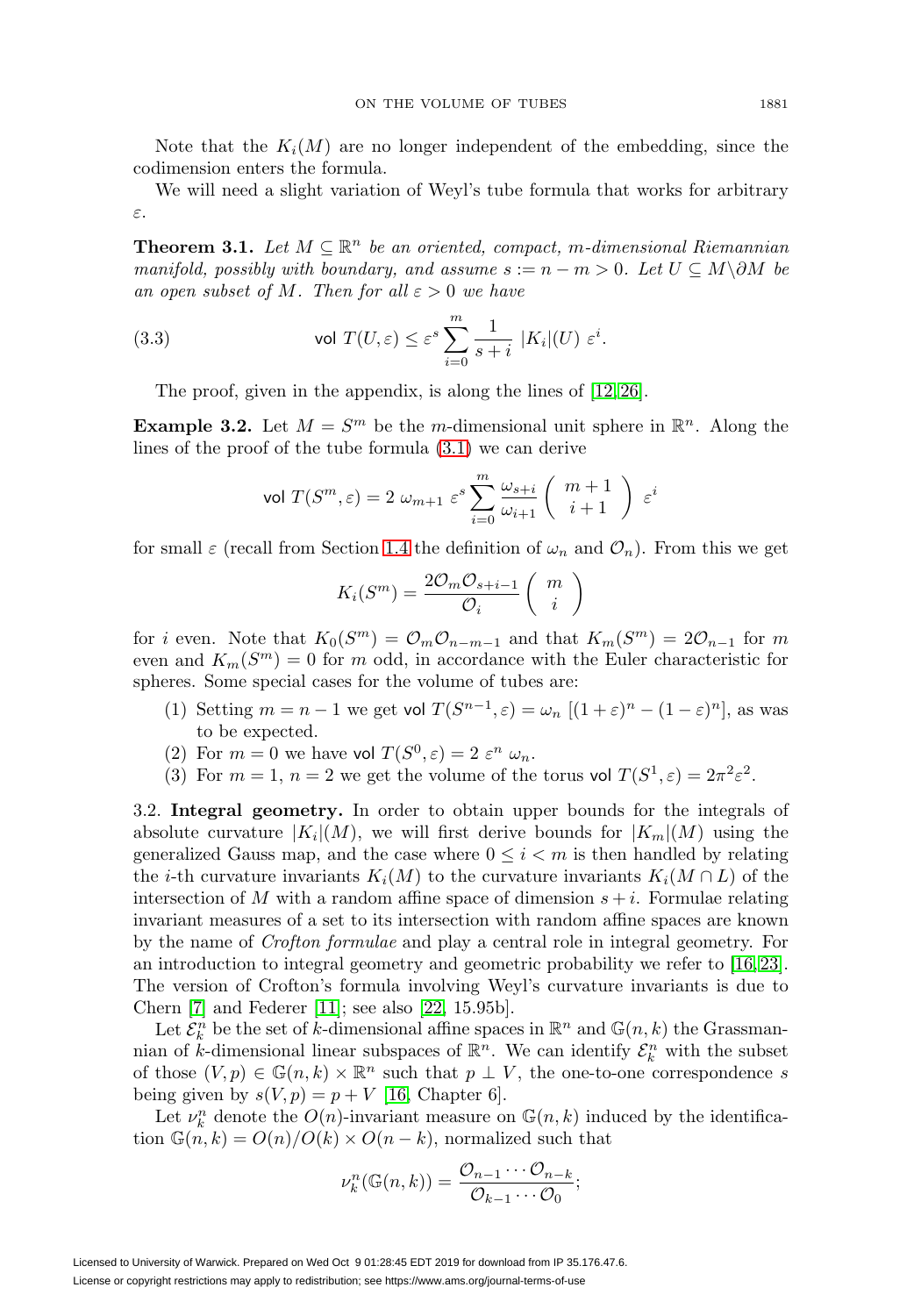Note that the $K_i(M)$ are no longer independent of the embedding, since the codimension enters the formula.

We will need a slight variation of Weyl's tube formula that works for arbitrary $\varepsilon$.

**Theorem 3.1.** *Let $M \subseteq \mathbb{R}^n$ be an oriented, compact, $m$-dimensional Riemannian manifold, possibly with boundary, and assume $s := n - m > 0$. Let $U \subseteq M \backslash \partial M$ be an open subset of $M$. Then for all $\varepsilon > 0$ we have*

$$\mathsf{vol}\ T(U, \varepsilon) \leq \varepsilon^s \sum_{i=0}^{m} \frac{1}{s+i}\ |K_i|(U)\ \varepsilon^i. \tag{3.3}$$

The proof, given in the appendix, is along the lines of [12, 26].

**Example 3.2.** Let $M = S^m$ be the $m$-dimensional unit sphere in $\mathbb{R}^n$. Along the lines of the proof of the tube formula (3.1) we can derive

$$\mathsf{vol}\ T(S^m, \varepsilon) = 2\ \omega_{m+1}\ \varepsilon^s \sum_{i=0}^{m} \frac{\omega_{s+i}}{\omega_{i+1}} \binom{m+1}{i+1} \varepsilon^i$$

for small $\varepsilon$ (recall from Section 1.4 the definition of $\omega_n$ and $\mathcal{O}_n$). From this we get

$$K_i(S^m) = \frac{2\mathcal{O}_m \mathcal{O}_{s+i-1}}{\mathcal{O}_i} \binom{m}{i}$$

for $i$ even. Note that $K_0(S^m) = \mathcal{O}_m \mathcal{O}_{n-m-1}$ and that $K_m(S^m) = 2\mathcal{O}_{n-1}$ for $m$ even and $K_m(S^m) = 0$ for $m$ odd, in accordance with the Euler characteristic for spheres. Some special cases for the volume of tubes are:

1. Setting $m = n-1$ we get $\mathsf{vol}\ T(S^{n-1}, \varepsilon) = \omega_n\ [(1+\varepsilon)^n - (1-\varepsilon)^n]$, as was to be expected.
2. For $m = 0$ we have $\mathsf{vol}\ T(S^0, \varepsilon) = 2\ \varepsilon^n\ \omega_n$.
3. For $m = 1$, $n = 2$ we get the volume of the torus $\mathsf{vol}\ T(S^1, \varepsilon) = 2\pi^2 \varepsilon^2$.

3.2. **Integral geometry.** In order to obtain upper bounds for the integrals of absolute curvature $|K_i|(M)$, we will first derive bounds for $|K_m|(M)$ using the generalized Gauss map, and the case where $0 \leq i < m$ is then handled by relating the $i$-th curvature invariants $K_i(M)$ to the curvature invariants $K_i(M \cap L)$ of the intersection of $M$ with a random affine space of dimension $s+i$. Formulae relating invariant measures of a set to its intersection with random affine spaces are known by the name of *Crofton formulae* and play a central role in integral geometry. For an introduction to integral geometry and geometric probability we refer to [16, 23]. The version of Crofton's formula involving Weyl's curvature invariants is due to Chern [7] and Federer [11]; see also [22, 15.95b].

Let $\mathcal{E}_k^n$ be the set of $k$-dimensional affine spaces in $\mathbb{R}^n$ and $\mathbb{G}(n,k)$ the Grassmannian of $k$-dimensional linear subspaces of $\mathbb{R}^n$. We can identify $\mathcal{E}_k^n$ with the subset of those $(V, p) \in \mathbb{G}(n,k) \times \mathbb{R}^n$ such that $p \perp V$, the one-to-one correspondence $s$ being given by $s(V, p) = p + V$ [16, Chapter 6].

Let $\nu_k^n$ denote the $O(n)$-invariant measure on $\mathbb{G}(n,k)$ induced by the identification $\mathbb{G}(n,k) = O(n)/O(k) \times O(n-k)$, normalized such that

$$\nu_k^n(\mathbb{G}(n,k)) = \frac{\mathcal{O}_{n-1} \cdots \mathcal{O}_{n-k}}{\mathcal{O}_{k-1} \cdots \mathcal{O}_0};$$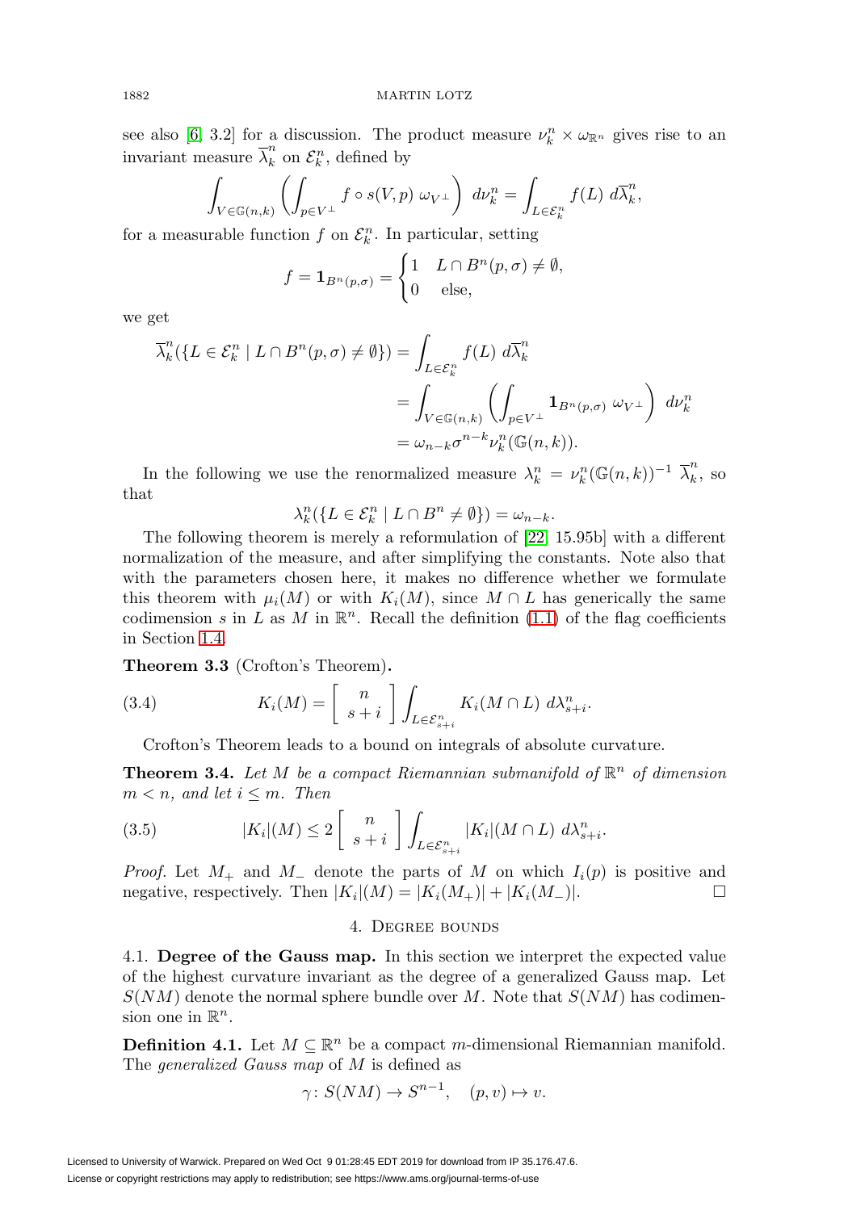see also [6, 3.2] for a discussion. The product measure $\nu_k^n \times \omega_{\mathbb{R}^n}$ gives rise to an invariant measure $\overline{\lambda}_k^n$ on $\mathcal{E}_k^n$, defined by

$$\int_{V\in\mathbb{G}(n,k)} \left(\int_{p\in V^\perp} f\circ s(V,p)\ \omega_{V^\perp}\right)\ d\nu_k^n = \int_{L\in\mathcal{E}_k^n} f(L)\ d\overline{\lambda}_k^n,$$

for a measurable function $f$ on $\mathcal{E}_k^n$. In particular, setting

$$f = \mathbf{1}_{B^n(p,\sigma)} = \begin{cases} 1 & L\cap B^n(p,\sigma)\neq\emptyset, \\ 0 & \text{else,}\end{cases}$$

we get

$$\begin{aligned}
\overline{\lambda}_k^n(\{L\in\mathcal{E}_k^n \mid L\cap B^n(p,\sigma)\neq\emptyset\}) &= \int_{L\in\mathcal{E}_k^n} f(L)\ d\overline{\lambda}_k^n \\
&= \int_{V\in\mathbb{G}(n,k)} \left(\int_{p\in V^\perp} \mathbf{1}_{B^n(p,\sigma)}\ \omega_{V^\perp}\right)\ d\nu_k^n \\
&= \omega_{n-k}\sigma^{n-k}\nu_k^n(\mathbb{G}(n,k)).
\end{aligned}$$

In the following we use the renormalized measure $\lambda_k^n = \nu_k^n(\mathbb{G}(n,k))^{-1}\ \overline{\lambda}_k^n$, so that

$$\lambda_k^n(\{L\in\mathcal{E}_k^n \mid L\cap B^n\neq\emptyset\}) = \omega_{n-k}.$$

The following theorem is merely a reformulation of [22, 15.95b] with a different normalization of the measure, and after simplifying the constants. Note also that with the parameters chosen here, it makes no difference whether we formulate this theorem with $\mu_i(M)$ or with $K_i(M)$, since $M\cap L$ has generically the same codimension $s$ in $L$ as $M$ in $\mathbb{R}^n$. Recall the definition (1.1) of the flag coefficients in Section 1.4.

**Theorem 3.3** (Crofton's Theorem)**.**

$$K_i(M) = \left[\begin{array}{c} n \\ s+i \end{array}\right] \int_{L\in\mathcal{E}_{s+i}^n} K_i(M\cap L)\ d\lambda_{s+i}^n. \tag{3.4}$$

Crofton's Theorem leads to a bound on integrals of absolute curvature.

**Theorem 3.4.** *Let $M$ be a compact Riemannian submanifold of $\mathbb{R}^n$ of dimension $m<n$, and let $i\leq m$. Then*

$$|K_i|(M) \leq 2\left[\begin{array}{c} n \\ s+i \end{array}\right] \int_{L\in\mathcal{E}_{s+i}^n} |K_i|(M\cap L)\ d\lambda_{s+i}^n. \tag{3.5}$$

*Proof.* Let $M_+$ and $M_-$ denote the parts of $M$ on which $I_i(p)$ is positive and negative, respectively. Then $|K_i|(M) = |K_i(M_+)| + |K_i(M_-)|$. □

## 4. Degree bounds

**4.1. Degree of the Gauss map.** In this section we interpret the expected value of the highest curvature invariant as the degree of a generalized Gauss map. Let $S(NM)$ denote the normal sphere bundle over $M$. Note that $S(NM)$ has codimension one in $\mathbb{R}^n$.

**Definition 4.1.** Let $M\subseteq\mathbb{R}^n$ be a compact $m$-dimensional Riemannian manifold. The *generalized Gauss map* of $M$ is defined as

$$\gamma\colon S(NM)\to S^{n-1}, \quad (p,v)\mapsto v.$$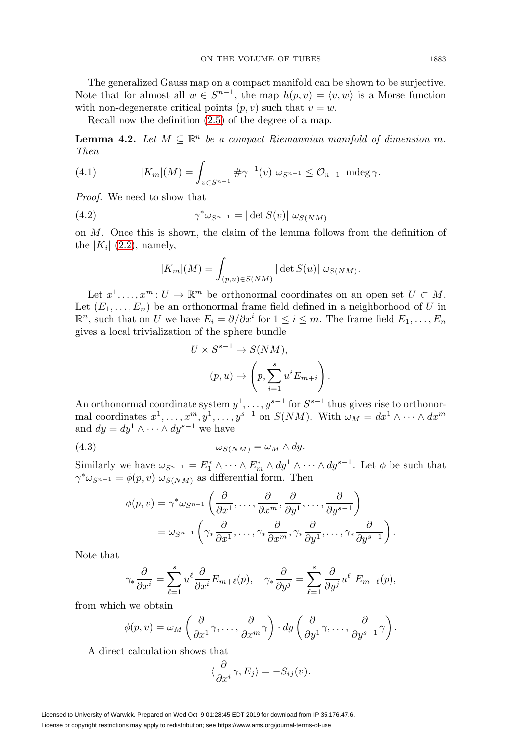The generalized Gauss map on a compact manifold can be shown to be surjective. Note that for almost all $w \in S^{n-1}$, the map $h(p,v) = \langle v, w\rangle$ is a Morse function with non-degenerate critical points $(p,v)$ such that $v = w$.

Recall now the definition (2.5) of the degree of a map.

**Lemma 4.2.** *Let $M \subseteq \mathbb{R}^n$ be a compact Riemannian manifold of dimension $m$. Then*

$$|K_m|(M) = \int_{v\in S^{n-1}} \#\gamma^{-1}(v)\ \omega_{S^{n-1}} \leq \mathcal{O}_{n-1}\ \operatorname{mdeg}\gamma. \tag{4.1}$$

*Proof.* We need to show that

$$\gamma^*\omega_{S^{n-1}} = |\det S(v)|\ \omega_{S(NM)} \tag{4.2}$$

on $M$. Once this is shown, the claim of the lemma follows from the definition of the $|K_i|$ (2.2), namely,

$$|K_m|(M) = \int_{(p,u)\in S(NM)} |\det S(u)|\ \omega_{S(NM)}.$$

Let $x^1, \ldots, x^m \colon U \to \mathbb{R}^m$ be orthonormal coordinates on an open set $U \subset M$. Let $(E_1, \ldots, E_n)$ be an orthonormal frame field defined in a neighborhood of $U$ in $\mathbb{R}^n$, such that on $U$ we have $E_i = \partial/\partial x^i$ for $1 \leq i \leq m$. The frame field $E_1, \ldots, E_n$ gives a local trivialization of the sphere bundle

$$U \times S^{s-1} \to S(NM),$$
$$(p, u) \mapsto \left(p, \sum_{i=1}^{s} u^i E_{m+i}\right).$$

An orthonormal coordinate system $y^1, \ldots, y^{s-1}$ for $S^{s-1}$ thus gives rise to orthonormal coordinates $x^1, \ldots, x^m, y^1, \ldots, y^{s-1}$ on $S(NM)$. With $\omega_M = dx^1 \wedge \cdots \wedge dx^m$ and $dy = dy^1 \wedge \cdots \wedge dy^{s-1}$ we have

$$\omega_{S(NM)} = \omega_M \wedge dy. \tag{4.3}$$

Similarly we have $\omega_{S^{n-1}} = E_1^* \wedge \cdots \wedge E_m^* \wedge dy^1 \wedge \cdots \wedge dy^{s-1}$. Let $\phi$ be such that $\gamma^*\omega_{S^{n-1}} = \phi(p,v)\ \omega_{S(NM)}$ as differential form. Then

$$\begin{aligned}
\phi(p,v) &= \gamma^*\omega_{S^{n-1}}\left(\frac{\partial}{\partial x^1}, \ldots, \frac{\partial}{\partial x^m}, \frac{\partial}{\partial y^1}, \ldots, \frac{\partial}{\partial y^{s-1}}\right)\\
&= \omega_{S^{n-1}}\left(\gamma_*\frac{\partial}{\partial x^1}, \ldots, \gamma_*\frac{\partial}{\partial x^m}, \gamma_*\frac{\partial}{\partial y^1}, \ldots, \gamma_*\frac{\partial}{\partial y^{s-1}}\right).
\end{aligned}$$

Note that

$$\gamma_*\frac{\partial}{\partial x^i} = \sum_{\ell=1}^{s} u^\ell \frac{\partial}{\partial x^i} E_{m+\ell}(p), \quad \gamma_*\frac{\partial}{\partial y^j} = \sum_{\ell=1}^{s} \frac{\partial}{\partial y^j} u^\ell\ E_{m+\ell}(p),$$

from which we obtain

$$\phi(p,v) = \omega_M\left(\frac{\partial}{\partial x^1}\gamma, \ldots, \frac{\partial}{\partial x^m}\gamma\right) \cdot dy\left(\frac{\partial}{\partial y^1}\gamma, \ldots, \frac{\partial}{\partial y^{s-1}}\gamma\right).$$

A direct calculation shows that

$$\langle \frac{\partial}{\partial x^i}\gamma, E_j\rangle = -S_{ij}(v).$$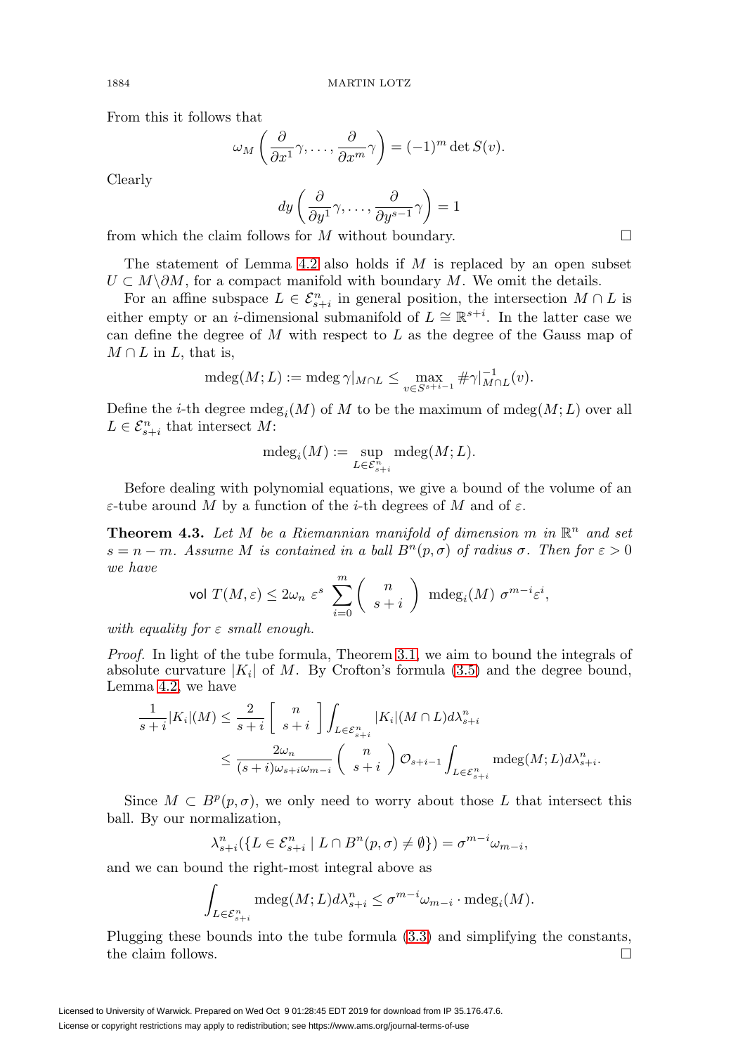From this it follows that

$$\omega_M\left(\frac{\partial}{\partial x^1}\gamma,\dots,\frac{\partial}{\partial x^m}\gamma\right) = (-1)^m \det S(v).$$

Clearly

$$dy\left(\frac{\partial}{\partial y^1}\gamma,\dots,\frac{\partial}{\partial y^{s-1}}\gamma\right) = 1$$

from which the claim follows for $M$ without boundary. $\square$

The statement of Lemma 4.2 also holds if $M$ is replaced by an open subset $U \subset M\backslash\partial M$, for a compact manifold with boundary $M$. We omit the details.

For an affine subspace $L \in \mathcal{E}^n_{s+i}$ in general position, the intersection $M \cap L$ is either empty or an $i$-dimensional submanifold of $L \cong \mathbb{R}^{s+i}$. In the latter case we can define the degree of $M$ with respect to $L$ as the degree of the Gauss map of $M \cap L$ in $L$, that is,

$$\operatorname{mdeg}(M;L) := \operatorname{mdeg}\gamma|_{M\cap L} \leq \max_{v\in S^{s+i-1}} \#\gamma|^{-1}_{M\cap L}(v).$$

Define the $i$-th degree $\operatorname{mdeg}_i(M)$ of $M$ to be the maximum of $\operatorname{mdeg}(M;L)$ over all $L \in \mathcal{E}^n_{s+i}$ that intersect $M$:

$$\operatorname{mdeg}_i(M) := \sup_{L\in\mathcal{E}^n_{s+i}} \operatorname{mdeg}(M;L).$$

Before dealing with polynomial equations, we give a bound of the volume of an $\varepsilon$-tube around $M$ by a function of the $i$-th degrees of $M$ and of $\varepsilon$.

**Theorem 4.3.** *Let $M$ be a Riemannian manifold of dimension $m$ in $\mathbb{R}^n$ and set $s = n - m$. Assume $M$ is contained in a ball $B^n(p,\sigma)$ of radius $\sigma$. Then for $\varepsilon > 0$ we have*

$$\mathsf{vol}\ T(M,\varepsilon) \leq 2\omega_n\ \varepsilon^s\ \sum_{i=0}^{m} \binom{n}{s+i}\ \operatorname{mdeg}_i(M)\ \sigma^{m-i}\varepsilon^i,$$

*with equality for $\varepsilon$ small enough.*

*Proof.* In light of the tube formula, Theorem 3.1, we aim to bound the integrals of absolute curvature $|K_i|$ of $M$. By Crofton's formula (3.5) and the degree bound, Lemma 4.2, we have

$$\begin{aligned}
\frac{1}{s+i}|K_i|(M) &\leq \frac{2}{s+i}\left[\begin{array}{c} n \\ s+i \end{array}\right]\int_{L\in\mathcal{E}^n_{s+i}} |K_i|(M\cap L)d\lambda^n_{s+i} \\
&\leq \frac{2\omega_n}{(s+i)\omega_{s+i}\omega_{m-i}}\binom{n}{s+i}\mathcal{O}_{s+i-1}\int_{L\in\mathcal{E}^n_{s+i}} \operatorname{mdeg}(M;L)d\lambda^n_{s+i}.
\end{aligned}$$

Since $M \subset B^p(p,\sigma)$, we only need to worry about those $L$ that intersect this ball. By our normalization,

$$\lambda^n_{s+i}(\{L \in \mathcal{E}^n_{s+i} \mid L \cap B^n(p,\sigma) \neq \emptyset\}) = \sigma^{m-i}\omega_{m-i},$$

and we can bound the right-most integral above as

$$\int_{L\in\mathcal{E}^n_{s+i}} \operatorname{mdeg}(M;L)d\lambda^n_{s+i} \leq \sigma^{m-i}\omega_{m-i}\cdot\operatorname{mdeg}_i(M).$$

Plugging these bounds into the tube formula (3.3) and simplifying the constants, the claim follows. $\square$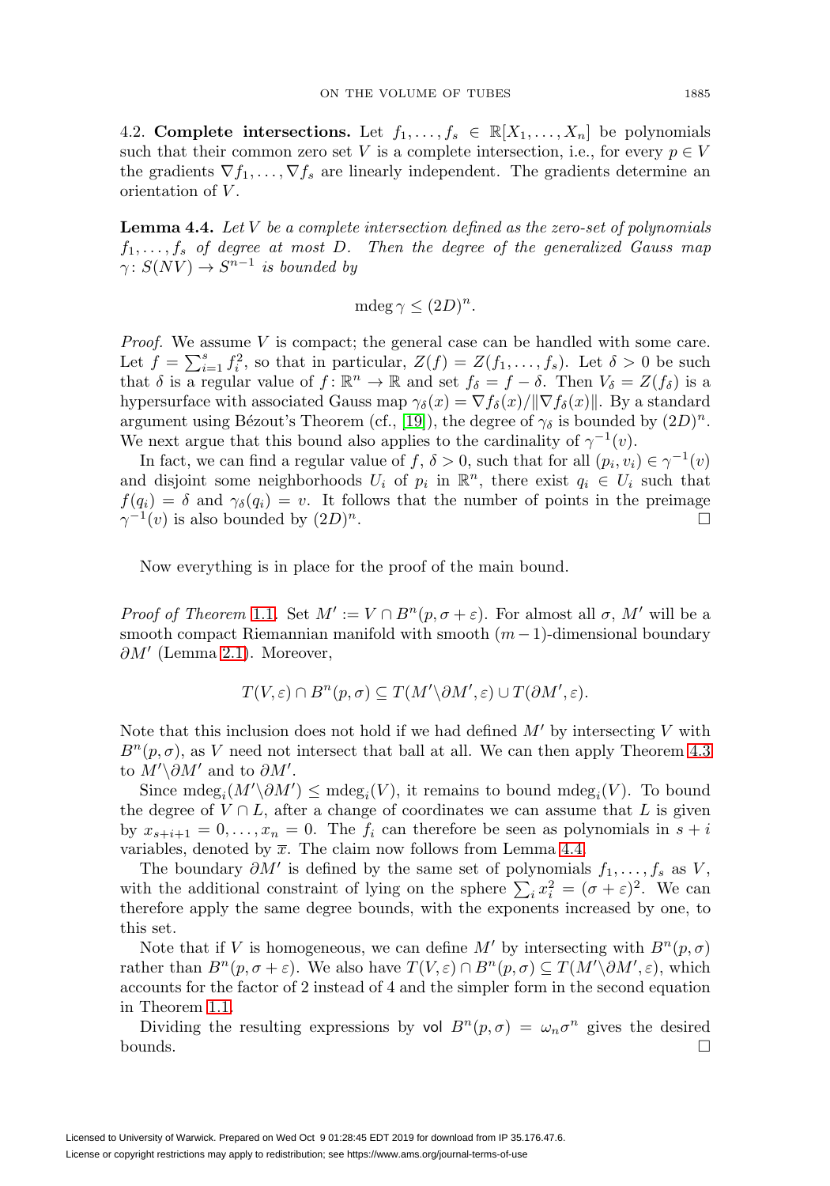4.2. **Complete intersections.** Let $f_1, \dots, f_s \in \mathbb{R}[X_1, \dots, X_n]$ be polynomials such that their common zero set $V$ is a complete intersection, i.e., for every $p \in V$ the gradients $\nabla f_1, \dots, \nabla f_s$ are linearly independent. The gradients determine an orientation of $V$.

**Lemma 4.4.** *Let $V$ be a complete intersection defined as the zero-set of polynomials $f_1, \dots, f_s$ of degree at most $D$. Then the degree of the generalized Gauss map $\gamma\colon S(NV) \to S^{n-1}$ is bounded by*

$$\operatorname{mdeg} \gamma \leq (2D)^n.$$

*Proof.* We assume $V$ is compact; the general case can be handled with some care. Let $f = \sum_{i=1}^s f_i^2$, so that in particular, $Z(f) = Z(f_1, \dots, f_s)$. Let $\delta > 0$ be such that $\delta$ is a regular value of $f\colon \mathbb{R}^n \to \mathbb{R}$ and set $f_\delta = f - \delta$. Then $V_\delta = Z(f_\delta)$ is a hypersurface with associated Gauss map $\gamma_\delta(x) = \nabla f_\delta(x)/\|\nabla f_\delta(x)\|$. By a standard argument using Bézout's Theorem (cf., [19]), the degree of $\gamma_\delta$ is bounded by $(2D)^n$. We next argue that this bound also applies to the cardinality of $\gamma^{-1}(v)$.

In fact, we can find a regular value of $f$, $\delta > 0$, such that for all $(p_i, v_i) \in \gamma^{-1}(v)$ and disjoint some neighborhoods $U_i$ of $p_i$ in $\mathbb{R}^n$, there exist $q_i \in U_i$ such that $f(q_i) = \delta$ and $\gamma_\delta(q_i) = v$. It follows that the number of points in the preimage $\gamma^{-1}(v)$ is also bounded by $(2D)^n$. $\square$

Now everything is in place for the proof of the main bound.

*Proof of Theorem* 1.1. Set $M' := V \cap B^n(p, \sigma + \varepsilon)$. For almost all $\sigma$, $M'$ will be a smooth compact Riemannian manifold with smooth $(m-1)$-dimensional boundary $\partial M'$ (Lemma 2.1). Moreover,

$$T(V, \varepsilon) \cap B^n(p, \sigma) \subseteq T(M' \backslash \partial M', \varepsilon) \cup T(\partial M', \varepsilon).$$

Note that this inclusion does not hold if we had defined $M'$ by intersecting $V$ with $B^n(p, \sigma)$, as $V$ need not intersect that ball at all. We can then apply Theorem 4.3 to $M' \backslash \partial M'$ and to $\partial M'$.

Since $\operatorname{mdeg}_i(M' \backslash \partial M') \leq \operatorname{mdeg}_i(V)$, it remains to bound $\operatorname{mdeg}_i(V)$. To bound the degree of $V \cap L$, after a change of coordinates we can assume that $L$ is given by $x_{s+i+1} = 0, \dots, x_n = 0$. The $f_i$ can therefore be seen as polynomials in $s + i$ variables, denoted by $\overline{x}$. The claim now follows from Lemma 4.4.

The boundary $\partial M'$ is defined by the same set of polynomials $f_1, \dots, f_s$ as $V$, with the additional constraint of lying on the sphere $\sum_i x_i^2 = (\sigma + \varepsilon)^2$. We can therefore apply the same degree bounds, with the exponents increased by one, to this set.

Note that if $V$ is homogeneous, we can define $M'$ by intersecting with $B^n(p, \sigma)$ rather than $B^n(p, \sigma + \varepsilon)$. We also have $T(V, \varepsilon) \cap B^n(p, \sigma) \subseteq T(M' \backslash \partial M', \varepsilon)$, which accounts for the factor of 2 instead of 4 and the simpler form in the second equation in Theorem 1.1.

Dividing the resulting expressions by $\mathsf{vol}\ B^n(p, \sigma) = \omega_n \sigma^n$ gives the desired bounds. $\square$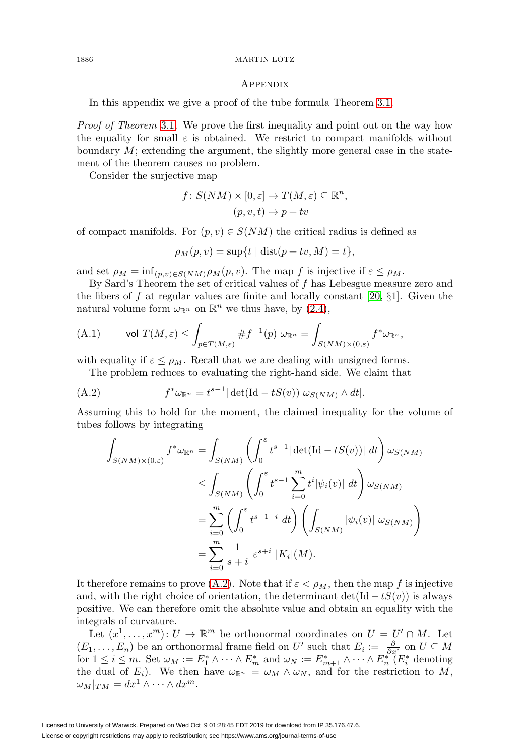## Appendix

In this appendix we give a proof of the tube formula Theorem 3.1.

*Proof of Theorem* 3.1. We prove the first inequality and point out on the way how the equality for small $\varepsilon$ is obtained. We restrict to compact manifolds without boundary $M$; extending the argument, the slightly more general case in the statement of the theorem causes no problem.

Consider the surjective map

$$f\colon S(NM)\times[0,\varepsilon]\to T(M,\varepsilon)\subseteq\mathbb{R}^n,$$
$$(p,v,t)\mapsto p+tv$$

of compact manifolds. For $(p,v)\in S(NM)$ the critical radius is defined as

$$\rho_M(p,v)=\sup\{t\mid \operatorname{dist}(p+tv,M)=t\},$$

and set $\rho_M=\inf_{(p,v)\in S(NM)}\rho_M(p,v)$. The map $f$ is injective if $\varepsilon\le\rho_M$.

By Sard's Theorem the set of critical values of $f$ has Lebesgue measure zero and the fibers of $f$ at regular values are finite and locally constant [20, §1]. Given the natural volume form $\omega_{\mathbb{R}^n}$ on $\mathbb{R}^n$ we thus have, by (2.4),

$$\text{(A.1)}\qquad \mathsf{vol}\; T(M,\varepsilon)\le\int_{p\in T(M,\varepsilon)}\#f^{-1}(p)\;\omega_{\mathbb{R}^n}=\int_{S(NM)\times(0,\varepsilon)}f^*\omega_{\mathbb{R}^n},$$

with equality if $\varepsilon\le\rho_M$. Recall that we are dealing with unsigned forms.

The problem reduces to evaluating the right-hand side. We claim that

$$\text{(A.2)}\qquad f^*\omega_{\mathbb{R}^n}=t^{s-1}|\det(\mathrm{Id}-tS(v))\;\omega_{S(NM)}\wedge dt|.$$

Assuming this to hold for the moment, the claimed inequality for the volume of tubes follows by integrating

$$\begin{aligned}
\int_{S(NM)\times(0,\varepsilon)}f^*\omega_{\mathbb{R}^n}&=\int_{S(NM)}\left(\int_0^\varepsilon t^{s-1}|\det(\mathrm{Id}-tS(v))|\;dt\right)\omega_{S(NM)}\\
&\le\int_{S(NM)}\left(\int_0^\varepsilon t^{s-1}\sum_{i=0}^m t^i|\psi_i(v)|\;dt\right)\omega_{S(NM)}\\
&=\sum_{i=0}^m\left(\int_0^\varepsilon t^{s-1+i}\;dt\right)\left(\int_{S(NM)}|\psi_i(v)|\;\omega_{S(NM)}\right)\\
&=\sum_{i=0}^m\frac{1}{s+i}\;\varepsilon^{s+i}\;|K_i|(M).
\end{aligned}$$

It therefore remains to prove (A.2). Note that if $\varepsilon<\rho_M$, then the map $f$ is injective and, with the right choice of orientation, the determinant $\det(\mathrm{Id}-tS(v))$ is always positive. We can therefore omit the absolute value and obtain an equality with the integrals of curvature.

Let $(x^1,\dots,x^m)\colon U\to\mathbb{R}^m$ be orthonormal coordinates on $U=U'\cap M$. Let $(E_1,\dots,E_n)$ be an orthonormal frame field on $U'$ such that $E_i:=\frac{\partial}{\partial x^i}$ on $U\subseteq M$ for $1\le i\le m$. Set $\omega_M:=E_1^*\wedge\cdots\wedge E_m^*$ and $\omega_N:=E_{m+1}^*\wedge\cdots\wedge E_n^*$ ($E_i^*$ denoting the dual of $E_i$). We then have $\omega_{\mathbb{R}^n}=\omega_M\wedge\omega_N$, and for the restriction to $M$, $\omega_M|_{TM}=dx^1\wedge\cdots\wedge dx^m$.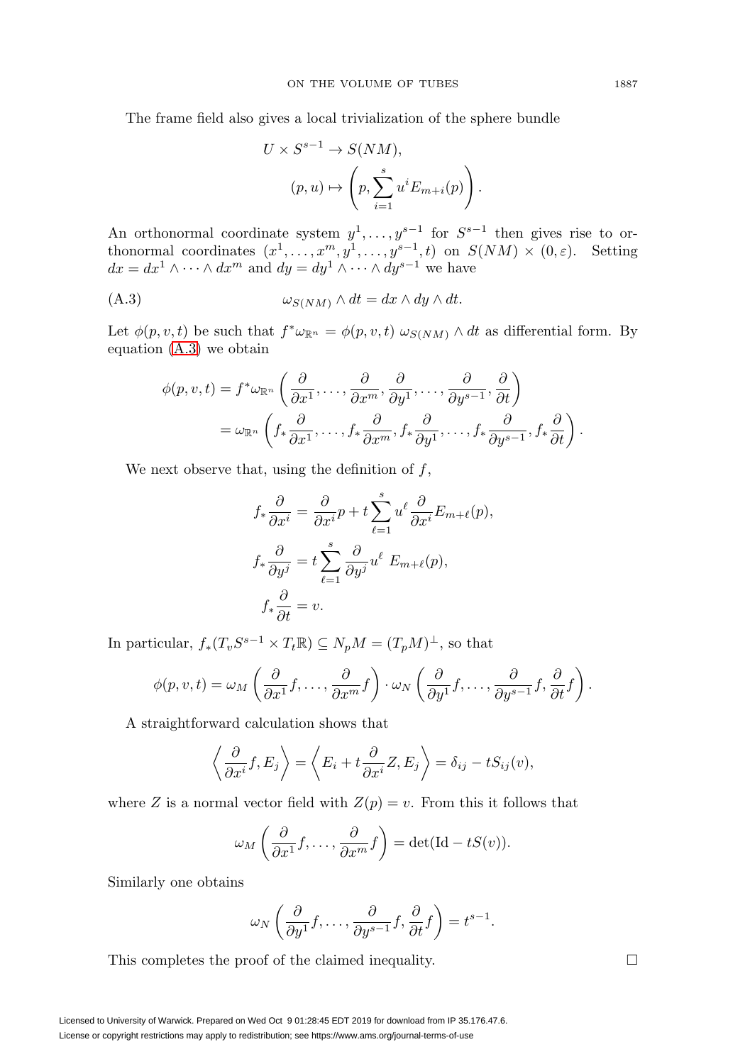The frame field also gives a local trivialization of the sphere bundle

$$
\begin{aligned}
U \times S^{s-1} &\to S(NM), \\
(p, u) &\mapsto \left(p, \sum_{i=1}^{s} u^i E_{m+i}(p)\right).
\end{aligned}
$$

An orthonormal coordinate system $y^1, \ldots, y^{s-1}$ for $S^{s-1}$ then gives rise to orthonormal coordinates $(x^1, \ldots, x^m, y^1, \ldots, y^{s-1}, t)$ on $S(NM) \times (0, \varepsilon)$. Setting $dx = dx^1 \wedge \cdots \wedge dx^m$ and $dy = dy^1 \wedge \cdots \wedge dy^{s-1}$ we have

$$
\omega_{S(NM)} \wedge dt = dx \wedge dy \wedge dt. \tag{A.3}
$$

Let $\phi(p, v, t)$ be such that $f^*\omega_{\mathbb{R}^n} = \phi(p, v, t)\, \omega_{S(NM)} \wedge dt$ as differential form. By equation (A.3) we obtain

$$
\begin{aligned}
\phi(p, v, t) &= f^*\omega_{\mathbb{R}^n}\left(\frac{\partial}{\partial x^1}, \ldots, \frac{\partial}{\partial x^m}, \frac{\partial}{\partial y^1}, \ldots, \frac{\partial}{\partial y^{s-1}}, \frac{\partial}{\partial t}\right) \\
&= \omega_{\mathbb{R}^n}\left(f_*\frac{\partial}{\partial x^1}, \ldots, f_*\frac{\partial}{\partial x^m}, f_*\frac{\partial}{\partial y^1}, \ldots, f_*\frac{\partial}{\partial y^{s-1}}, f_*\frac{\partial}{\partial t}\right).
\end{aligned}
$$

We next observe that, using the definition of $f$,

$$
\begin{aligned}
f_*\frac{\partial}{\partial x^i} &= \frac{\partial}{\partial x^i}p + t\sum_{\ell=1}^{s} u^\ell \frac{\partial}{\partial x^i} E_{m+\ell}(p), \\
f_*\frac{\partial}{\partial y^j} &= t\sum_{\ell=1}^{s} \frac{\partial}{\partial y^j} u^\ell \; E_{m+\ell}(p), \\
f_*\frac{\partial}{\partial t} &= v.
\end{aligned}
$$

In particular, $f_*(T_v S^{s-1} \times T_t\mathbb{R}) \subseteq N_pM = (T_pM)^\perp$, so that

$$
\phi(p, v, t) = \omega_M\left(\frac{\partial}{\partial x^1}f, \ldots, \frac{\partial}{\partial x^m}f\right) \cdot \omega_N\left(\frac{\partial}{\partial y^1}f, \ldots, \frac{\partial}{\partial y^{s-1}}f, \frac{\partial}{\partial t}f\right).
$$

A straightforward calculation shows that

$$
\left\langle \frac{\partial}{\partial x^i}f, E_j \right\rangle = \left\langle E_i + t\frac{\partial}{\partial x^i}Z, E_j \right\rangle = \delta_{ij} - tS_{ij}(v),
$$

where $Z$ is a normal vector field with $Z(p) = v$. From this it follows that

$$
\omega_M\left(\frac{\partial}{\partial x^1}f, \ldots, \frac{\partial}{\partial x^m}f\right) = \det(\mathrm{Id} - tS(v)).
$$

Similarly one obtains

$$
\omega_N\left(\frac{\partial}{\partial y^1}f, \ldots, \frac{\partial}{\partial y^{s-1}}f, \frac{\partial}{\partial t}f\right) = t^{s-1}.
$$

This completes the proof of the claimed inequality. $\square$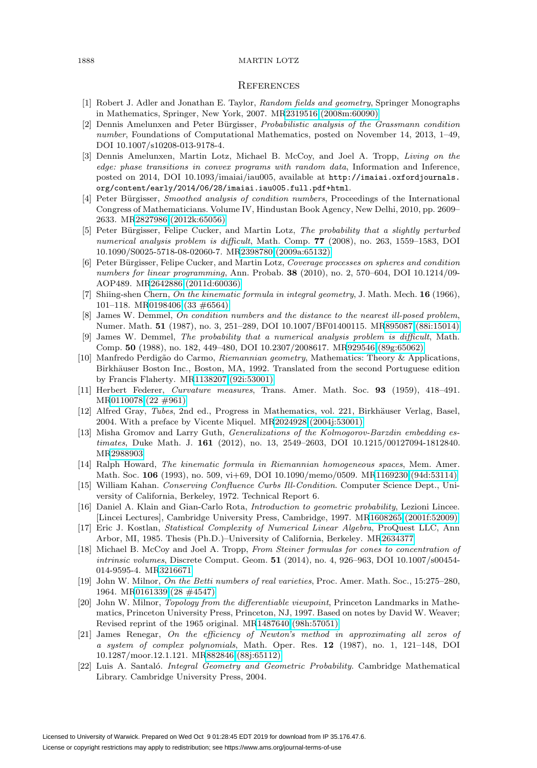## References

[1] Robert J. Adler and Jonathan E. Taylor, *Random fields and geometry*, Springer Monographs in Mathematics, Springer, New York, 2007. MR2319516 (2008m:60090)

[2] Dennis Amelunxen and Peter Bürgisser, *Probabilistic analysis of the Grassmann condition number*, Foundations of Computational Mathematics, posted on November 14, 2013, 1–49, DOI 10.1007/s10208-013-9178-4.

[3] Dennis Amelunxen, Martin Lotz, Michael B. McCoy, and Joel A. Tropp, *Living on the edge: phase transitions in convex programs with random data*, Information and Inference, posted on 2014, DOI 10.1093/imaiai/iau005, available at `http://imaiai.oxfordjournals.org/content/early/2014/06/28/imaiai.iau005.full.pdf+html`.

[4] Peter Bürgisser, *Smoothed analysis of condition numbers*, Proceedings of the International Congress of Mathematicians. Volume IV, Hindustan Book Agency, New Delhi, 2010, pp. 2609–2633. MR2827986 (2012k:65056)

[5] Peter Bürgisser, Felipe Cucker, and Martin Lotz, *The probability that a slightly perturbed numerical analysis problem is difficult*, Math. Comp. **77** (2008), no. 263, 1559–1583, DOI 10.1090/S0025-5718-08-02060-7. MR2398780 (2009a:65132)

[6] Peter Bürgisser, Felipe Cucker, and Martin Lotz, *Coverage processes on spheres and condition numbers for linear programming*, Ann. Probab. **38** (2010), no. 2, 570–604, DOI 10.1214/09-AOP489. MR2642886 (2011d:60036)

[7] Shiing-shen Chern, *On the kinematic formula in integral geometry*, J. Math. Mech. **16** (1966), 101–118. MR0198406 (33 #6564)

[8] James W. Demmel, *On condition numbers and the distance to the nearest ill-posed problem*, Numer. Math. **51** (1987), no. 3, 251–289, DOI 10.1007/BF01400115. MR895087 (88i:15014)

[9] James W. Demmel, *The probability that a numerical analysis problem is difficult*, Math. Comp. **50** (1988), no. 182, 449–480, DOI 10.2307/2008617. MR929546 (89g:65062)

[10] Manfredo Perdigão do Carmo, *Riemannian geometry*, Mathematics: Theory & Applications, Birkhäuser Boston Inc., Boston, MA, 1992. Translated from the second Portuguese edition by Francis Flaherty. MR1138207 (92i:53001)

[11] Herbert Federer, *Curvature measures*, Trans. Amer. Math. Soc. **93** (1959), 418–491. MR0110078 (22 #961)

[12] Alfred Gray, *Tubes*, 2nd ed., Progress in Mathematics, vol. 221, Birkhäuser Verlag, Basel, 2004. With a preface by Vicente Miquel. MR2024928 (2004j:53001)

[13] Misha Gromov and Larry Guth, *Generalizations of the Kolmogorov-Barzdin embedding estimates*, Duke Math. J. **161** (2012), no. 13, 2549–2603, DOI 10.1215/00127094-1812840. MR2988903

[14] Ralph Howard, *The kinematic formula in Riemannian homogeneous spaces*, Mem. Amer. Math. Soc. **106** (1993), no. 509, vi+69, DOI 10.1090/memo/0509. MR1169230 (94d:53114)

[15] William Kahan. *Conserving Confluence Curbs Ill-Condition*. Computer Science Dept., University of California, Berkeley, 1972. Technical Report 6.

[16] Daniel A. Klain and Gian-Carlo Rota, *Introduction to geometric probability*, Lezioni Lincee. [Lincei Lectures], Cambridge University Press, Cambridge, 1997. MR1608265 (2001f:52009)

[17] Eric J. Kostlan, *Statistical Complexity of Numerical Linear Algebra*, ProQuest LLC, Ann Arbor, MI, 1985. Thesis (Ph.D.)–University of California, Berkeley. MR2634377

[18] Michael B. McCoy and Joel A. Tropp, *From Steiner formulas for cones to concentration of intrinsic volumes*, Discrete Comput. Geom. **51** (2014), no. 4, 926–963, DOI 10.1007/s00454-014-9595-4. MR3216671

[19] John W. Milnor, *On the Betti numbers of real varieties*, Proc. Amer. Math. Soc., 15:275–280, 1964. MR0161339 (28 #4547)

[20] John W. Milnor, *Topology from the differentiable viewpoint*, Princeton Landmarks in Mathematics, Princeton University Press, Princeton, NJ, 1997. Based on notes by David W. Weaver; Revised reprint of the 1965 original. MR1487640 (98h:57051)

[21] James Renegar, *On the efficiency of Newton's method in approximating all zeros of a system of complex polynomials*, Math. Oper. Res. **12** (1987), no. 1, 121–148, DOI 10.1287/moor.12.1.121. MR882846 (88j:65112)

[22] Luis A. Santaló. *Integral Geometry and Geometric Probability*. Cambridge Mathematical Library. Cambridge University Press, 2004.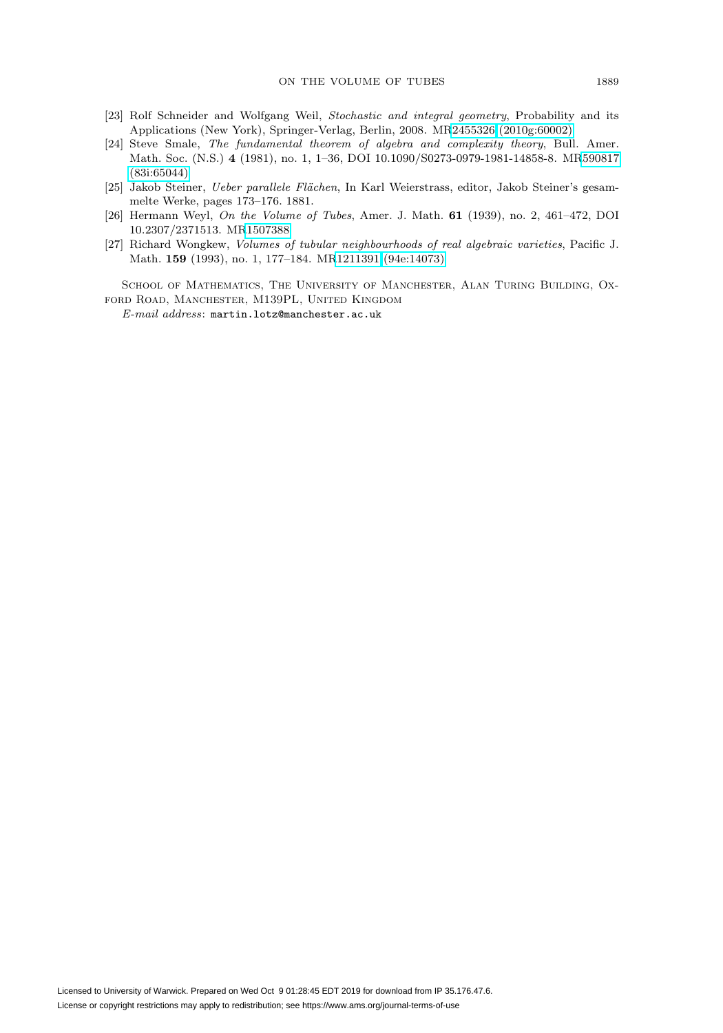[23] Rolf Schneider and Wolfgang Weil, *Stochastic and integral geometry*, Probability and its Applications (New York), Springer-Verlag, Berlin, 2008. MR2455326 (2010g:60002)

[24] Steve Smale, *The fundamental theorem of algebra and complexity theory*, Bull. Amer. Math. Soc. (N.S.) **4** (1981), no. 1, 1–36, DOI 10.1090/S0273-0979-1981-14858-8. MR590817 (83i:65044)

[25] Jakob Steiner, *Ueber parallele Flächen*, In Karl Weierstrass, editor, Jakob Steiner's gesammelte Werke, pages 173–176. 1881.

[26] Hermann Weyl, *On the Volume of Tubes*, Amer. J. Math. **61** (1939), no. 2, 461–472, DOI 10.2307/2371513. MR1507388

[27] Richard Wongkew, *Volumes of tubular neighbourhoods of real algebraic varieties*, Pacific J. Math. **159** (1993), no. 1, 177–184. MR1211391 (94e:14073)

School of Mathematics, The University of Manchester, Alan Turing Building, Oxford Road, Manchester, M139PL, United Kingdom

*E-mail address*: martin.lotz@manchester.ac.uk